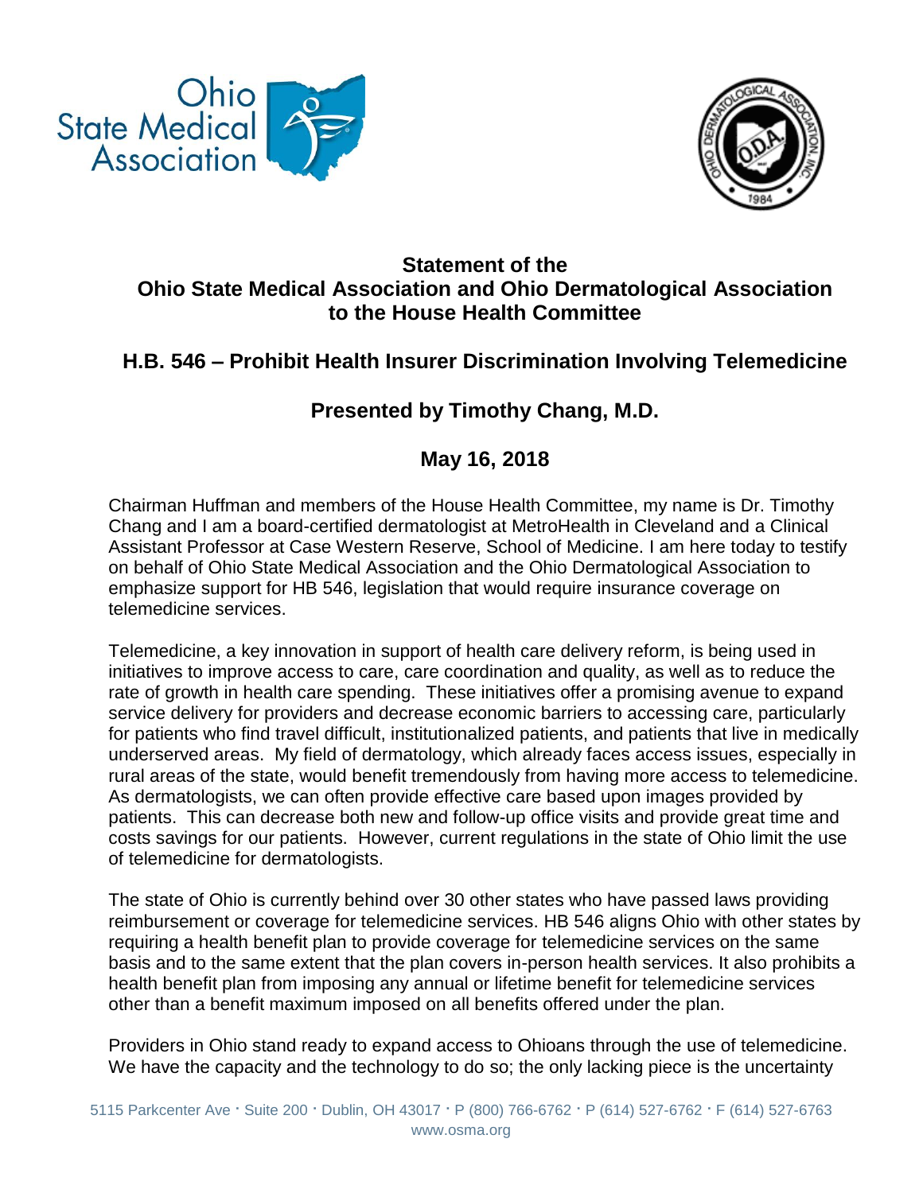## Statement of the Ohio State Medical Association and Ohio Dermatological Association to the House Health Committee

## H.B. 546 – Prohibit Health Insurer Discrimination Involving Telemedicine

### Presented by Timothy Chang, M.D.

### May 16, 2018

Chairman Huffman and members of the House Health Committee, my name is Dr. Timothy Chang and I am a board-certified dermatologist at MetroHealth in Cleveland and a Clinical Assistant Professor at Case Western Reserve, School of Medicine. I am here today to testify on behalf of Ohio State Medical Association and the Ohio Dermatological Association to emphasize support for HB 546, legislation that would require insurance coverage on telemedicine services.

Telemedicine, a key innovation in support of health care delivery reform, is being used in initiatives to improve access to care, care coordination and quality, as well as to reduce the rate of growth in health care spending. These initiatives offer a promising avenue to expand service delivery for providers and decrease economic barriers to accessing care, particularly for patients who find travel difficult, institutionalized patients, and patients that live in medically underserved areas. My field of dermatology, which already faces access issues, especially in rural areas of the state, would benefit tremendously from having more access to telemedicine. As dermatologists, we can often provide effective care based upon images provided by patients. This can decrease both new and follow-up office visits and provide great time and costs savings for our patients. However, current regulations in the state of Ohio limit the use of telemedicine for dermatologists.

The state of Ohio is currently behind over 30 other states who have passed laws providing reimbursement or coverage for telemedicine services. HB 546 aligns Ohio with other states by requiring a health benefit plan to provide coverage for telemedicine services on the same basis and to the same extent that the plan covers in-person health services. It also prohibits a health benefit plan from imposing any annual or lifetime benefit for telemedicine services other than a benefit maximum imposed on all benefits offered under the plan.

Providers in Ohio stand ready to expand access to Ohioans through the use of telemedicine. We have the capacity and the technology to do so; the only lacking piece is the uncertainty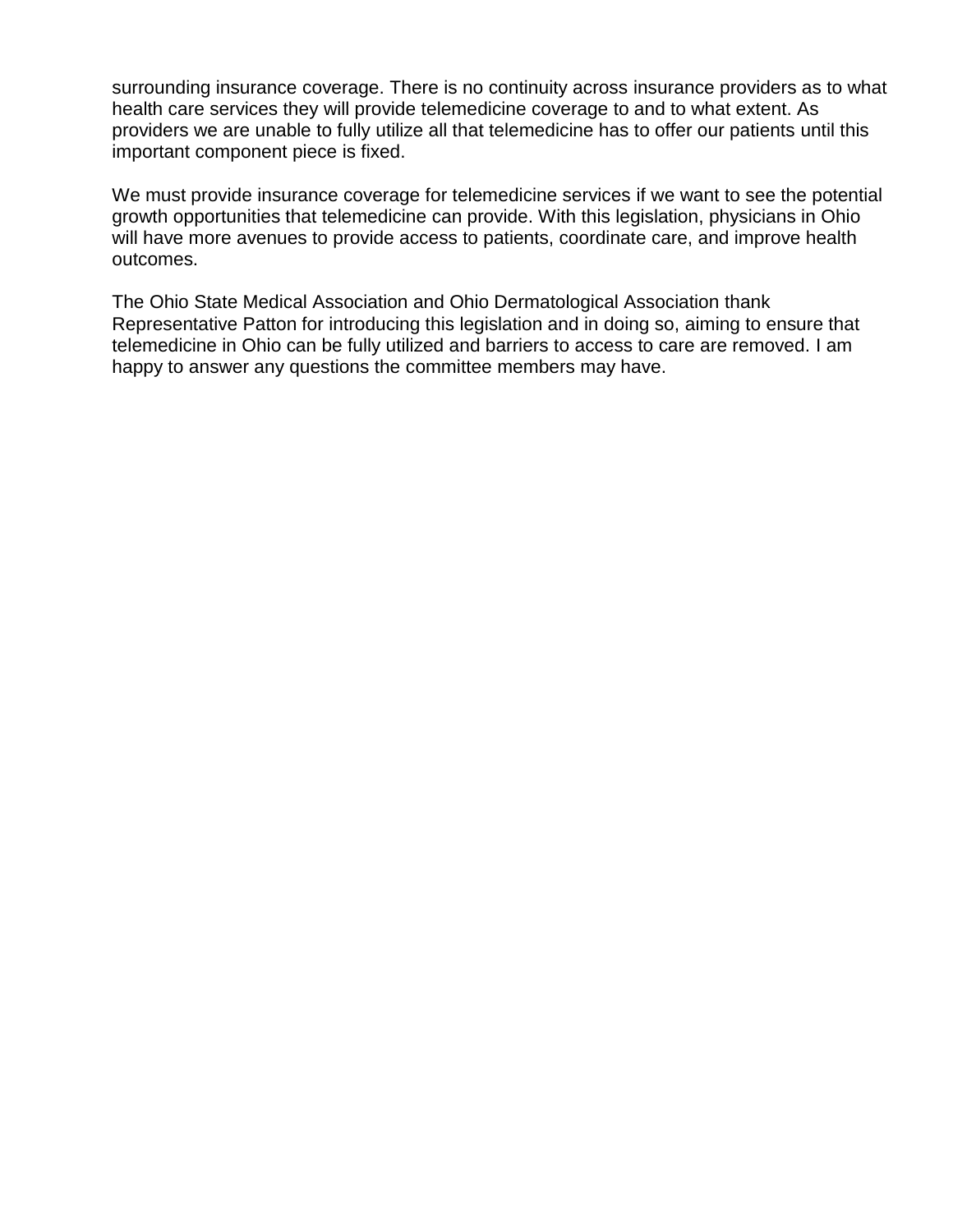surrounding insurance coverage. There is no continuity across insurance providers as to what health care services they will provide telemedicine coverage to and to what extent. As providers we are unable to fully utilize all that telemedicine has to offer our patients until this important component piece is fixed.

We must provide insurance coverage for telemedicine services if we want to see the potential growth opportunities that telemedicine can provide. With this legislation, physicians in Ohio will have more avenues to provide access to patients, coordinate care, and improve health outcomes.

The Ohio State Medical Association and Ohio Dermatological Association thank Representative Patton for introducing this legislation and in doing so, aiming to ensure that telemedicine in Ohio can be fully utilized and barriers to access to care are removed. I am happy to answer any questions the committee members may have.